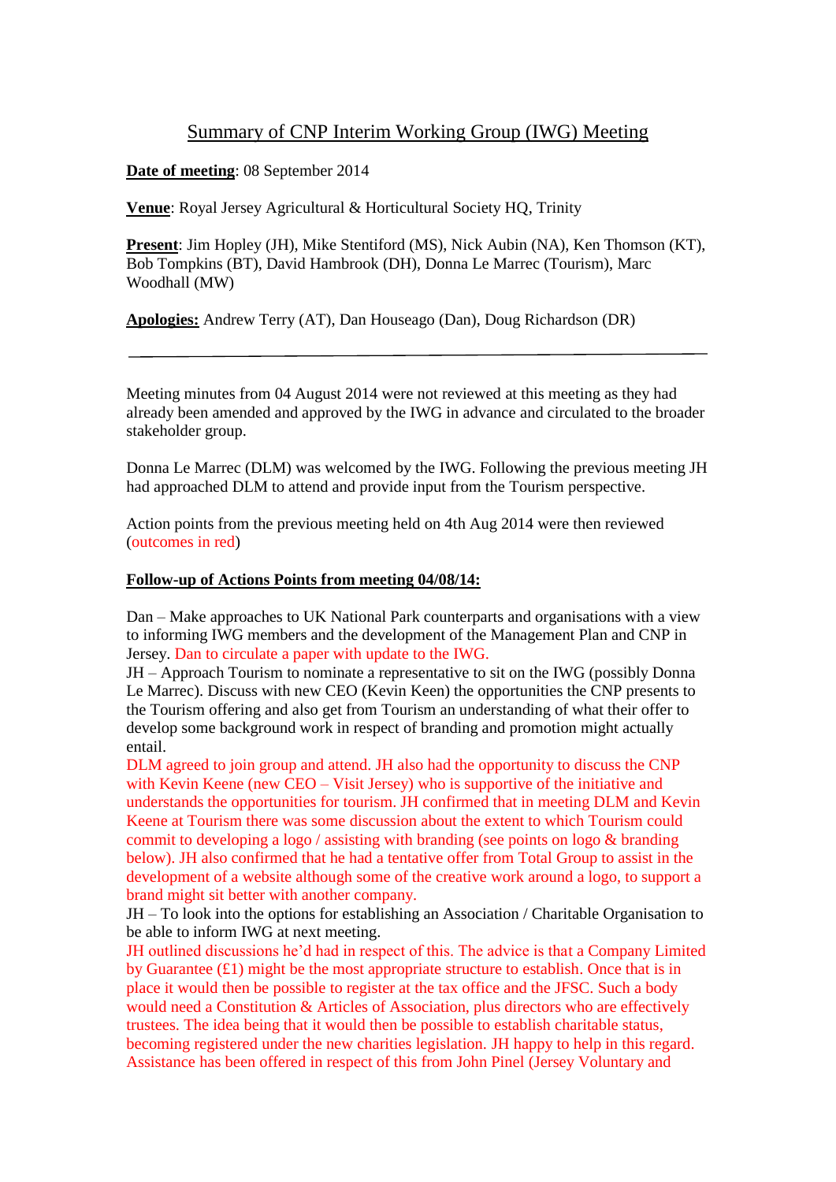# Summary of CNP Interim Working Group (IWG) Meeting

**Date of meeting**: 08 September 2014

**Venue**: Royal Jersey Agricultural & Horticultural Society HQ, Trinity

**Present**: Jim Hopley (JH), Mike Stentiford (MS), Nick Aubin (NA), Ken Thomson (KT), Bob Tompkins (BT), David Hambrook (DH), Donna Le Marrec (Tourism), Marc Woodhall (MW)

**Apologies:** Andrew Terry (AT), Dan Houseago (Dan), Doug Richardson (DR)

---

Meeting minutes from 04 August 2014 were not reviewed at this meeting as they had already been amended and approved by the IWG in advance and circulated to the broader stakeholder group.

Donna Le Marrec (DLM) was welcomed by the IWG. Following the previous meeting JH had approached DLM to attend and provide input from the Tourism perspective.

Action points from the previous meeting held on 4th Aug 2014 were then reviewed (outcomes in red)

**Follow-up of Actions Points from meeting 04/08/14:**

Dan – Make approaches to UK National Park counterparts and organisations with a view to informing IWG members and the development of the Management Plan and CNP in Jersey. Dan to circulate a paper with update to the IWG.

JH – Approach Tourism to nominate a representative to sit on the IWG (possibly Donna Le Marrec). Discuss with new CEO (Kevin Keen) the opportunities the CNP presents to the Tourism offering and also get from Tourism an understanding of what their offer to develop some background work in respect of branding and promotion might actually entail.

DLM agreed to join group and attend. JH also had the opportunity to discuss the CNP with Kevin Keene (new CEO – Visit Jersey) who is supportive of the initiative and understands the opportunities for tourism. JH confirmed that in meeting DLM and Kevin Keene at Tourism there was some discussion about the extent to which Tourism could commit to developing a logo / assisting with branding (see points on logo & branding below). JH also confirmed that he had a tentative offer from Total Group to assist in the development of a website although some of the creative work around a logo, to support a brand might sit better with another company.

JH – To look into the options for establishing an Association / Charitable Organisation to be able to inform IWG at next meeting.

JH outlined discussions he'd had in respect of this. The advice is that a Company Limited by Guarantee (£1) might be the most appropriate structure to establish. Once that is in place it would then be possible to register at the tax office and the JFSC. Such a body would need a Constitution & Articles of Association, plus directors who are effectively trustees. The idea being that it would then be possible to establish charitable status, becoming registered under the new charities legislation. JH happy to help in this regard. Assistance has been offered in respect of this from John Pinel (Jersey Voluntary and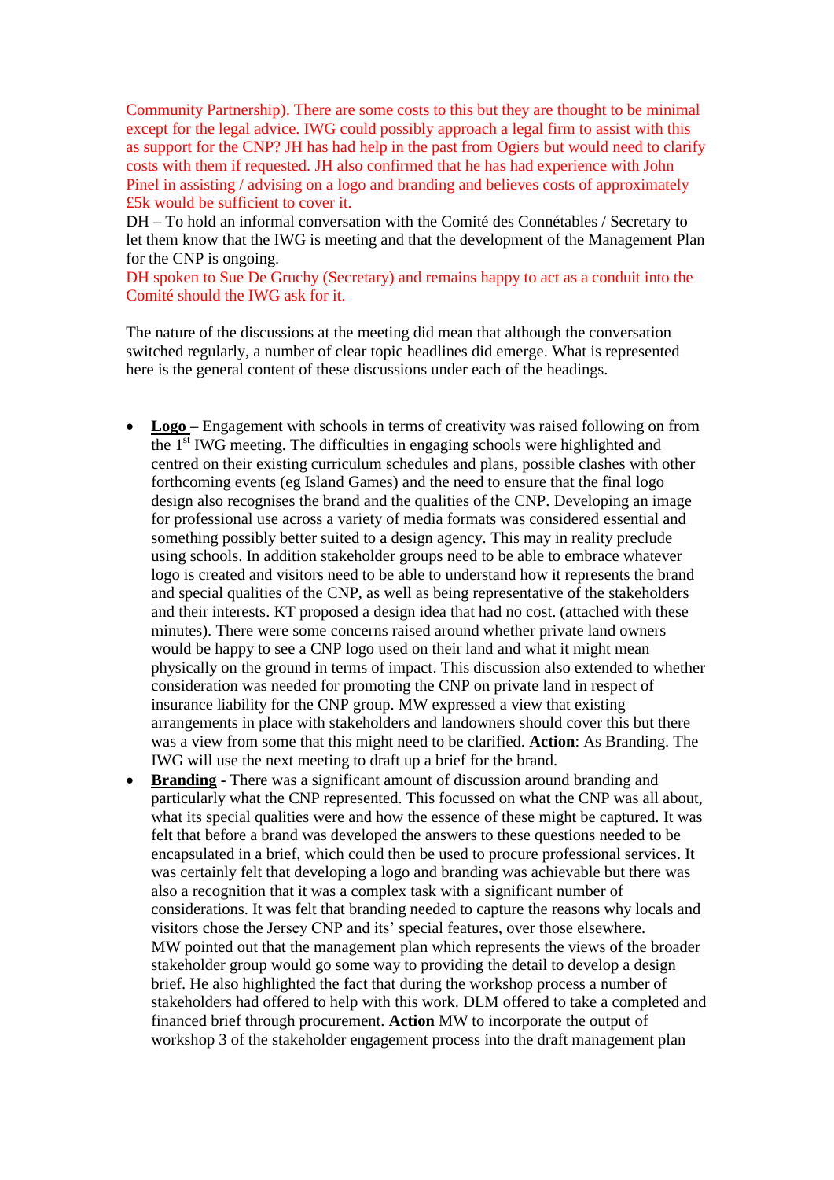Community Partnership). There are some costs to this but they are thought to be minimal except for the legal advice. IWG could possibly approach a legal firm to assist with this as support for the CNP? JH has had help in the past from Ogiers but would need to clarify costs with them if requested. JH also confirmed that he has had experience with John Pinel in assisting / advising on a logo and branding and believes costs of approximately £5k would be sufficient to cover it.

DH – To hold an informal conversation with the Comité des Connétables / Secretary to let them know that the IWG is meeting and that the development of the Management Plan for the CNP is ongoing.

DH spoken to Sue De Gruchy (Secretary) and remains happy to act as a conduit into the Comité should the IWG ask for it.

The nature of the discussions at the meeting did mean that although the conversation switched regularly, a number of clear topic headlines did emerge. What is represented here is the general content of these discussions under each of the headings.

- **<u>Logo</u>** – Engagement with schools in terms of creativity was raised following on from the 1st IWG meeting. The difficulties in engaging schools were highlighted and centred on their existing curriculum schedules and plans, possible clashes with other forthcoming events (eg Island Games) and the need to ensure that the final logo design also recognises the brand and the qualities of the CNP. Developing an image for professional use across a variety of media formats was considered essential and something possibly better suited to a design agency. This may in reality preclude using schools. In addition stakeholder groups need to be able to embrace whatever logo is created and visitors need to be able to understand how it represents the brand and special qualities of the CNP, as well as being representative of the stakeholders and their interests. KT proposed a design idea that had no cost. (attached with these minutes). There were some concerns raised around whether private land owners would be happy to see a CNP logo used on their land and what it might mean physically on the ground in terms of impact. This discussion also extended to whether consideration was needed for promoting the CNP on private land in respect of insurance liability for the CNP group. MW expressed a view that existing arrangements in place with stakeholders and landowners should cover this but there was a view from some that this might need to be clarified. **Action**: As Branding. The IWG will use the next meeting to draft up a brief for the brand.
- **<u>Branding</u>** - There was a significant amount of discussion around branding and particularly what the CNP represented. This focussed on what the CNP was all about, what its special qualities were and how the essence of these might be captured. It was felt that before a brand was developed the answers to these questions needed to be encapsulated in a brief, which could then be used to procure professional services. It was certainly felt that developing a logo and branding was achievable but there was also a recognition that it was a complex task with a significant number of considerations. It was felt that branding needed to capture the reasons why locals and visitors chose the Jersey CNP and its' special features, over those elsewhere.
  MW pointed out that the management plan which represents the views of the broader stakeholder group would go some way to providing the detail to develop a design brief. He also highlighted the fact that during the workshop process a number of stakeholders had offered to help with this work. DLM offered to take a completed and financed brief through procurement. **Action** MW to incorporate the output of workshop 3 of the stakeholder engagement process into the draft management plan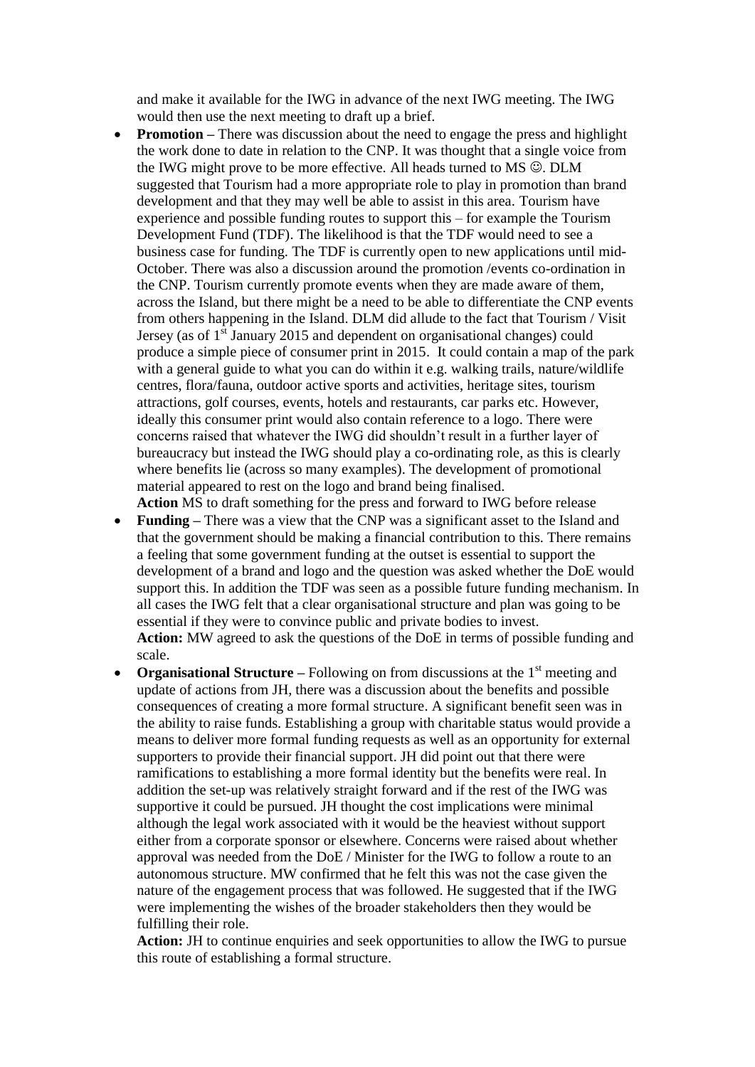and make it available for the IWG in advance of the next IWG meeting. The IWG would then use the next meeting to draft up a brief.

- **Promotion –** There was discussion about the need to engage the press and highlight the work done to date in relation to the CNP. It was thought that a single voice from the IWG might prove to be more effective. All heads turned to MS ☺. DLM suggested that Tourism had a more appropriate role to play in promotion than brand development and that they may well be able to assist in this area. Tourism have experience and possible funding routes to support this – for example the Tourism Development Fund (TDF). The likelihood is that the TDF would need to see a business case for funding. The TDF is currently open to new applications until mid-October. There was also a discussion around the promotion /events co-ordination in the CNP. Tourism currently promote events when they are made aware of them, across the Island, but there might be a need to be able to differentiate the CNP events from others happening in the Island. DLM did allude to the fact that Tourism / Visit Jersey (as of 1st January 2015 and dependent on organisational changes) could produce a simple piece of consumer print in 2015. It could contain a map of the park with a general guide to what you can do within it e.g. walking trails, nature/wildlife centres, flora/fauna, outdoor active sports and activities, heritage sites, tourism attractions, golf courses, events, hotels and restaurants, car parks etc. However, ideally this consumer print would also contain reference to a logo. There were concerns raised that whatever the IWG did shouldn't result in a further layer of bureaucracy but instead the IWG should play a co-ordinating role, as this is clearly where benefits lie (across so many examples). The development of promotional material appeared to rest on the logo and brand being finalised.
  **Action** MS to draft something for the press and forward to IWG before release
- **Funding –** There was a view that the CNP was a significant asset to the Island and that the government should be making a financial contribution to this. There remains a feeling that some government funding at the outset is essential to support the development of a brand and logo and the question was asked whether the DoE would support this. In addition the TDF was seen as a possible future funding mechanism. In all cases the IWG felt that a clear organisational structure and plan was going to be essential if they were to convince public and private bodies to invest.
  **Action:** MW agreed to ask the questions of the DoE in terms of possible funding and scale.
- **Organisational Structure –** Following on from discussions at the 1st meeting and update of actions from JH, there was a discussion about the benefits and possible consequences of creating a more formal structure. A significant benefit seen was in the ability to raise funds. Establishing a group with charitable status would provide a means to deliver more formal funding requests as well as an opportunity for external supporters to provide their financial support. JH did point out that there were ramifications to establishing a more formal identity but the benefits were real. In addition the set-up was relatively straight forward and if the rest of the IWG was supportive it could be pursued. JH thought the cost implications were minimal although the legal work associated with it would be the heaviest without support either from a corporate sponsor or elsewhere. Concerns were raised about whether approval was needed from the DoE / Minister for the IWG to follow a route to an autonomous structure. MW confirmed that he felt this was not the case given the nature of the engagement process that was followed. He suggested that if the IWG were implementing the wishes of the broader stakeholders then they would be fulfilling their role.
  **Action:** JH to continue enquiries and seek opportunities to allow the IWG to pursue this route of establishing a formal structure.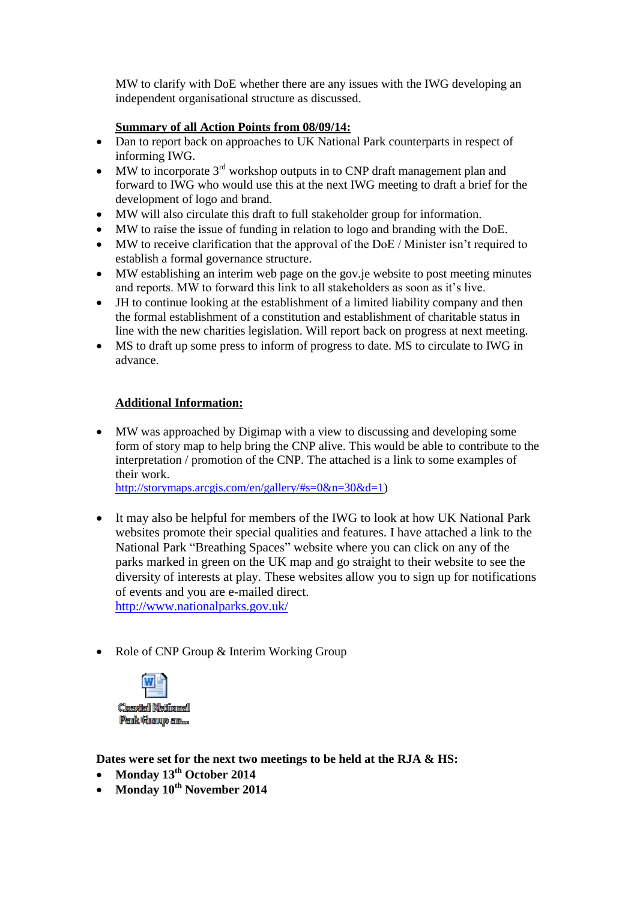MW to clarify with DoE whether there are any issues with the IWG developing an independent organisational structure as discussed.

**Summary of all Action Points from 08/09/14:**

- Dan to report back on approaches to UK National Park counterparts in respect of informing IWG.
- MW to incorporate 3rd workshop outputs in to CNP draft management plan and forward to IWG who would use this at the next IWG meeting to draft a brief for the development of logo and brand.
- MW will also circulate this draft to full stakeholder group for information.
- MW to raise the issue of funding in relation to logo and branding with the DoE.
- MW to receive clarification that the approval of the DoE / Minister isn't required to establish a formal governance structure.
- MW establishing an interim web page on the gov.je website to post meeting minutes and reports. MW to forward this link to all stakeholders as soon as it's live.
- JH to continue looking at the establishment of a limited liability company and then the formal establishment of a constitution and establishment of charitable status in line with the new charities legislation. Will report back on progress at next meeting.
- MS to draft up some press to inform of progress to date. MS to circulate to IWG in advance.

**Additional Information:**

- MW was approached by Digimap with a view to discussing and developing some form of story map to help bring the CNP alive. This would be able to contribute to the interpretation / promotion of the CNP. The attached is a link to some examples of their work.
  http://storymaps.arcgis.com/en/gallery/#s=0&n=30&d=1)

- It may also be helpful for members of the IWG to look at how UK National Park websites promote their special qualities and features. I have attached a link to the National Park "Breathing Spaces" website where you can click on any of the parks marked in green on the UK map and go straight to their website to see the diversity of interests at play. These websites allow you to sign up for notifications of events and you are e-mailed direct.
  http://www.nationalparks.gov.uk/

- Role of CNP Group & Interim Working Group

  Coastal National Park Group an...

**Dates were set for the next two meetings to be held at the RJA & HS:**

- **Monday 13th October 2014**
- **Monday 10th November 2014**